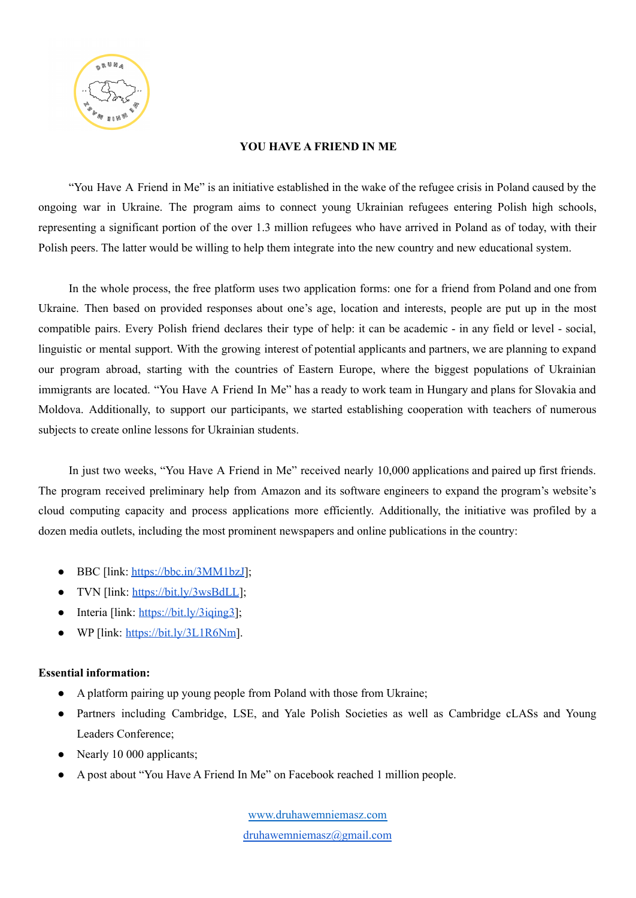# YOU HAVE A FRIEND IN ME

"You Have A Friend in Me" is an initiative established in the wake of the refugee crisis in Poland caused by the ongoing war in Ukraine. The program aims to connect young Ukrainian refugees entering Polish high schools, representing a significant portion of the over 1.3 million refugees who have arrived in Poland as of today, with their Polish peers. The latter would be willing to help them integrate into the new country and new educational system.

In the whole process, the free platform uses two application forms: one for a friend from Poland and one from Ukraine. Then based on provided responses about one's age, location and interests, people are put up in the most compatible pairs. Every Polish friend declares their type of help: it can be academic - in any field or level - social, linguistic or mental support. With the growing interest of potential applicants and partners, we are planning to expand our program abroad, starting with the countries of Eastern Europe, where the biggest populations of Ukrainian immigrants are located. "You Have A Friend In Me" has a ready to work team in Hungary and plans for Slovakia and Moldova. Additionally, to support our participants, we started establishing cooperation with teachers of numerous subjects to create online lessons for Ukrainian students.

In just two weeks, "You Have A Friend in Me" received nearly 10,000 applications and paired up first friends. The program received preliminary help from Amazon and its software engineers to expand the program's website's cloud computing capacity and process applications more efficiently. Additionally, the initiative was profiled by a dozen media outlets, including the most prominent newspapers and online publications in the country:

- BBC [link: https://bbc.in/3MM1bzJ];
- TVN [link: https://bit.ly/3wsBdLL];
- Interia [link: https://bit.ly/3iqing3];
- WP [link: https://bit.ly/3L1R6Nm].

**Essential information:**

- A platform pairing up young people from Poland with those from Ukraine;
- Partners including Cambridge, LSE, and Yale Polish Societies as well as Cambridge cLASs and Young Leaders Conference;
- Nearly 10 000 applicants;
- A post about "You Have A Friend In Me" on Facebook reached 1 million people.

www.druhawemniemasz.com

druhawemniemasz@gmail.com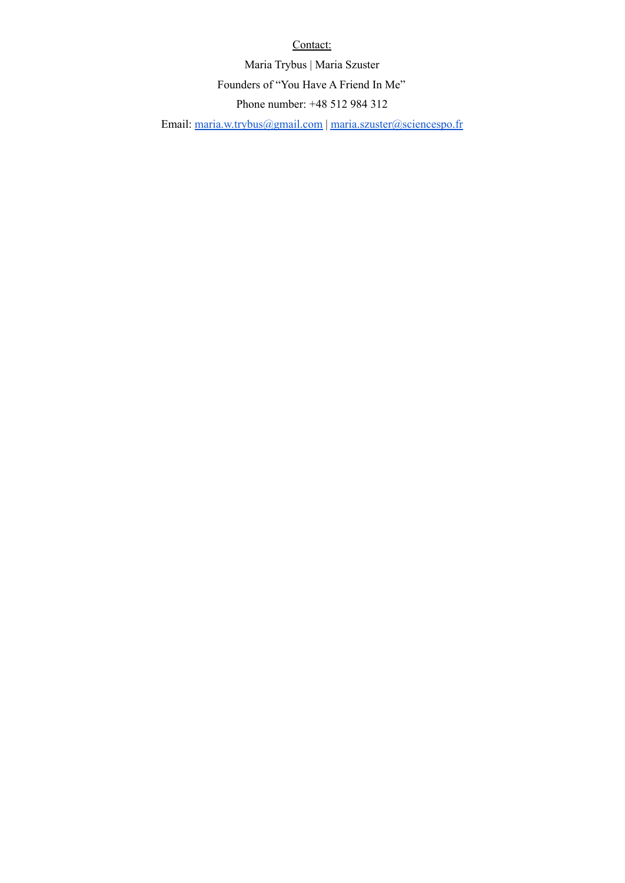Contact:

Maria Trybus | Maria Szuster

Founders of "You Have A Friend In Me"

Phone number: +48 512 984 312

Email: maria.w.trybus@gmail.com | maria.szuster@sciencespo.fr